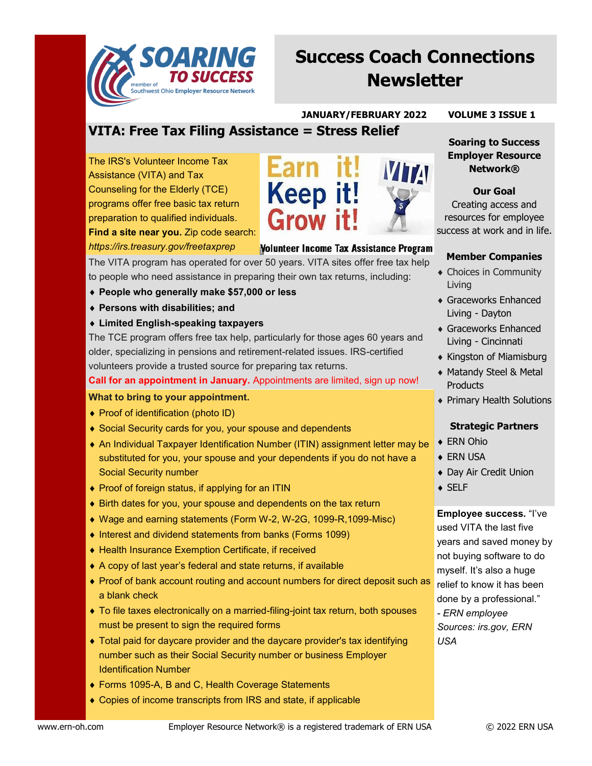SOARING TO SUCCESS

member of Southwest Ohio Employer Resource Network

# Success Coach Connections Newsletter

**JANUARY/FEBRUARY 2022** **VOLUME 3 ISSUE 1**

## VITA: Free Tax Filing Assistance = Stress Relief

The IRS's Volunteer Income Tax Assistance (VITA) and Tax Counseling for the Elderly (TCE) programs offer free basic tax return preparation to qualified individuals. **Find a site near you.** Zip code search: *https://irs.treasury.gov/freetaxprep*

Earn it! Keep it! Grow it! VITA

Volunteer Income Tax Assistance Program

The VITA program has operated for over 50 years. VITA sites offer free tax help to people who need assistance in preparing their own tax returns, including:

- **People who generally make $57,000 or less**
- **Persons with disabilities; and**
- **Limited English-speaking taxpayers**

The TCE program offers free tax help, particularly for those ages 60 years and older, specializing in pensions and retirement-related issues. IRS-certified volunteers provide a trusted source for preparing tax returns.

**Call for an appointment in January.** Appointments are limited, sign up now!

**What to bring to your appointment.**

- Proof of identification (photo ID)
- Social Security cards for you, your spouse and dependents
- An Individual Taxpayer Identification Number (ITIN) assignment letter may be substituted for you, your spouse and your dependents if you do not have a Social Security number
- Proof of foreign status, if applying for an ITIN
- Birth dates for you, your spouse and dependents on the tax return
- Wage and earning statements (Form W-2, W-2G, 1099-R,1099-Misc)
- Interest and dividend statements from banks (Forms 1099)
- Health Insurance Exemption Certificate, if received
- A copy of last year's federal and state returns, if available
- Proof of bank account routing and account numbers for direct deposit such as a blank check
- To file taxes electronically on a married-filing-joint tax return, both spouses must be present to sign the required forms
- Total paid for daycare provider and the daycare provider's tax identifying number such as their Social Security number or business Employer Identification Number
- Forms 1095-A, B and C, Health Coverage Statements
- Copies of income transcripts from IRS and state, if applicable

**Soaring to Success Employer Resource Network®**

**Our Goal**

Creating access and resources for employee success at work and in life.

**Member Companies**

- Choices in Community Living
- Graceworks Enhanced Living - Dayton
- Graceworks Enhanced Living - Cincinnati
- Kingston of Miamisburg
- Matandy Steel & Metal Products
- Primary Health Solutions

**Strategic Partners**

- ERN Ohio
- ERN USA
- Day Air Credit Union
- SELF

**Employee success.** "I've used VITA the last five years and saved money by not buying software to do myself. It's also a huge relief to know it has been done by a professional."

*- ERN employee*

*Sources: irs.gov, ERN USA*

www.ern-oh.com Employer Resource Network® is a registered trademark of ERN USA © 2022 ERN USA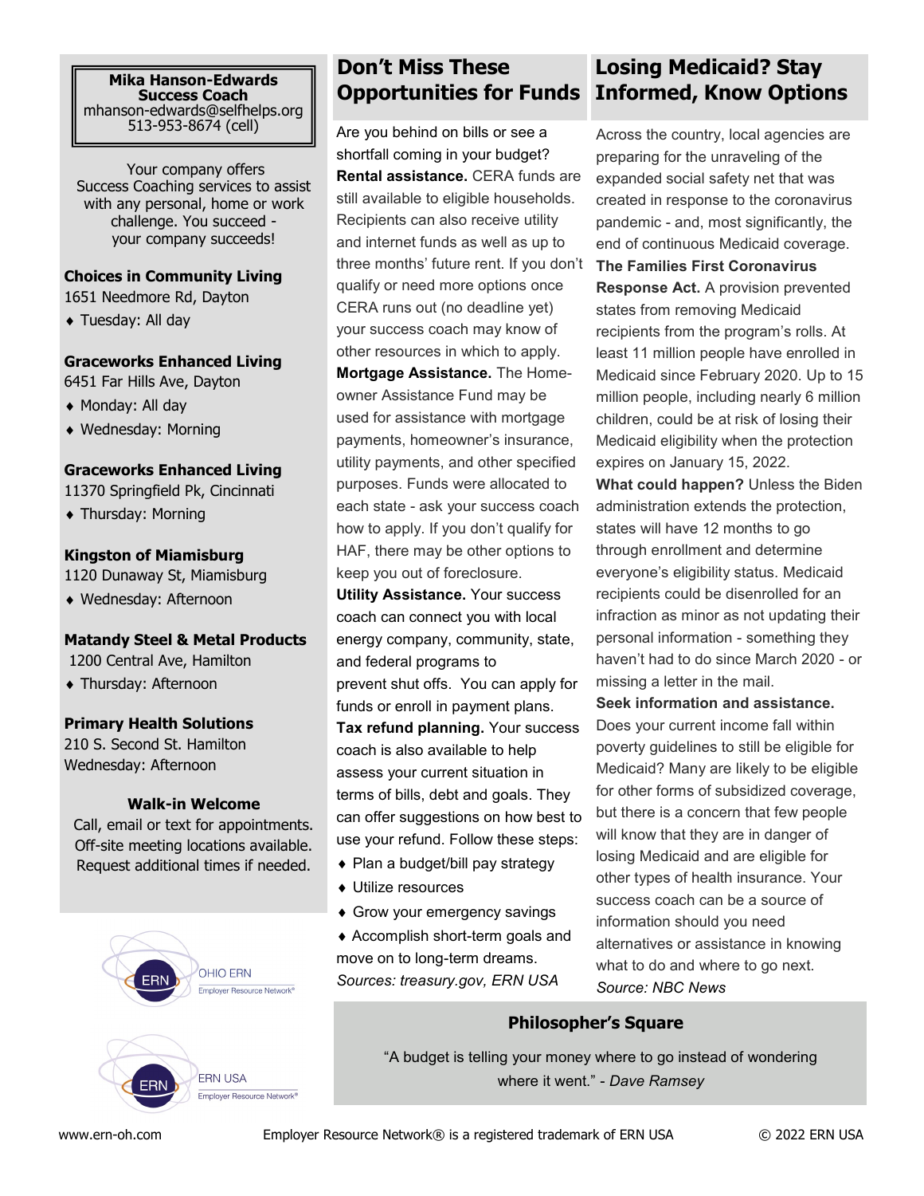**Mika Hanson-Edwards**
**Success Coach**
mhanson-edwards@selfhelps.org
513-953-8674 (cell)

Your company offers Success Coaching services to assist with any personal, home or work challenge. You succeed - your company succeeds!

**Choices in Community Living**
1651 Needmore Rd, Dayton
- Tuesday: All day

**Graceworks Enhanced Living**
6451 Far Hills Ave, Dayton
- Monday: All day
- Wednesday: Morning

**Graceworks Enhanced Living**
11370 Springfield Pk, Cincinnati
- Thursday: Morning

**Kingston of Miamisburg**
1120 Dunaway St, Miamisburg
- Wednesday: Afternoon

**Matandy Steel & Metal Products**
1200 Central Ave, Hamilton
- Thursday: Afternoon

**Primary Health Solutions**
210 S. Second St. Hamilton
Wednesday: Afternoon

**Walk-in Welcome**
Call, email or text for appointments. Off-site meeting locations available. Request additional times if needed.

OHIO ERN
Employer Resource Network®

ERN USA
Employer Resource Network®

## Don't Miss These Opportunities for Funds

Are you behind on bills or see a shortfall coming in your budget? **Rental assistance.** CERA funds are still available to eligible households. Recipients can also receive utility and internet funds as well as up to three months' future rent. If you don't qualify or need more options once CERA runs out (no deadline yet) your success coach may know of other resources in which to apply.
**Mortgage Assistance.** The Home-owner Assistance Fund may be used for assistance with mortgage payments, homeowner's insurance, utility payments, and other specified purposes. Funds were allocated to each state - ask your success coach how to apply. If you don't qualify for HAF, there may be other options to keep you out of foreclosure.
**Utility Assistance.** Your success coach can connect you with local energy company, community, state, and federal programs to prevent shut offs. You can apply for funds or enroll in payment plans.
**Tax refund planning.** Your success coach is also available to help assess your current situation in terms of bills, debt and goals. They can offer suggestions on how best to use your refund. Follow these steps:
- Plan a budget/bill pay strategy
- Utilize resources
- Grow your emergency savings
- Accomplish short-term goals and move on to long-term dreams.

*Sources: treasury.gov, ERN USA*

## Losing Medicaid? Stay Informed, Know Options

Across the country, local agencies are preparing for the unraveling of the expanded social safety net that was created in response to the coronavirus pandemic - and, most significantly, the end of continuous Medicaid coverage.
**The Families First Coronavirus Response Act.** A provision prevented states from removing Medicaid recipients from the program's rolls. At least 11 million people have enrolled in Medicaid since February 2020. Up to 15 million people, including nearly 6 million children, could be at risk of losing their Medicaid eligibility when the protection expires on January 15, 2022.
**What could happen?** Unless the Biden administration extends the protection, states will have 12 months to go through enrollment and determine everyone's eligibility status. Medicaid recipients could be disenrolled for an infraction as minor as not updating their personal information - something they haven't had to do since March 2020 - or missing a letter in the mail.
**Seek information and assistance.** Does your current income fall within poverty guidelines to still be eligible for Medicaid? Many are likely to be eligible for other forms of subsidized coverage, but there is a concern that few people will know that they are in danger of losing Medicaid and are eligible for other types of health insurance. Your success coach can be a source of information should you need alternatives or assistance in knowing what to do and where to go next.
*Source: NBC News*

**Philosopher's Square**

"A budget is telling your money where to go instead of wondering where it went." - *Dave Ramsey*

www.ern-oh.com     Employer Resource Network® is a registered trademark of ERN USA     © 2022 ERN USA